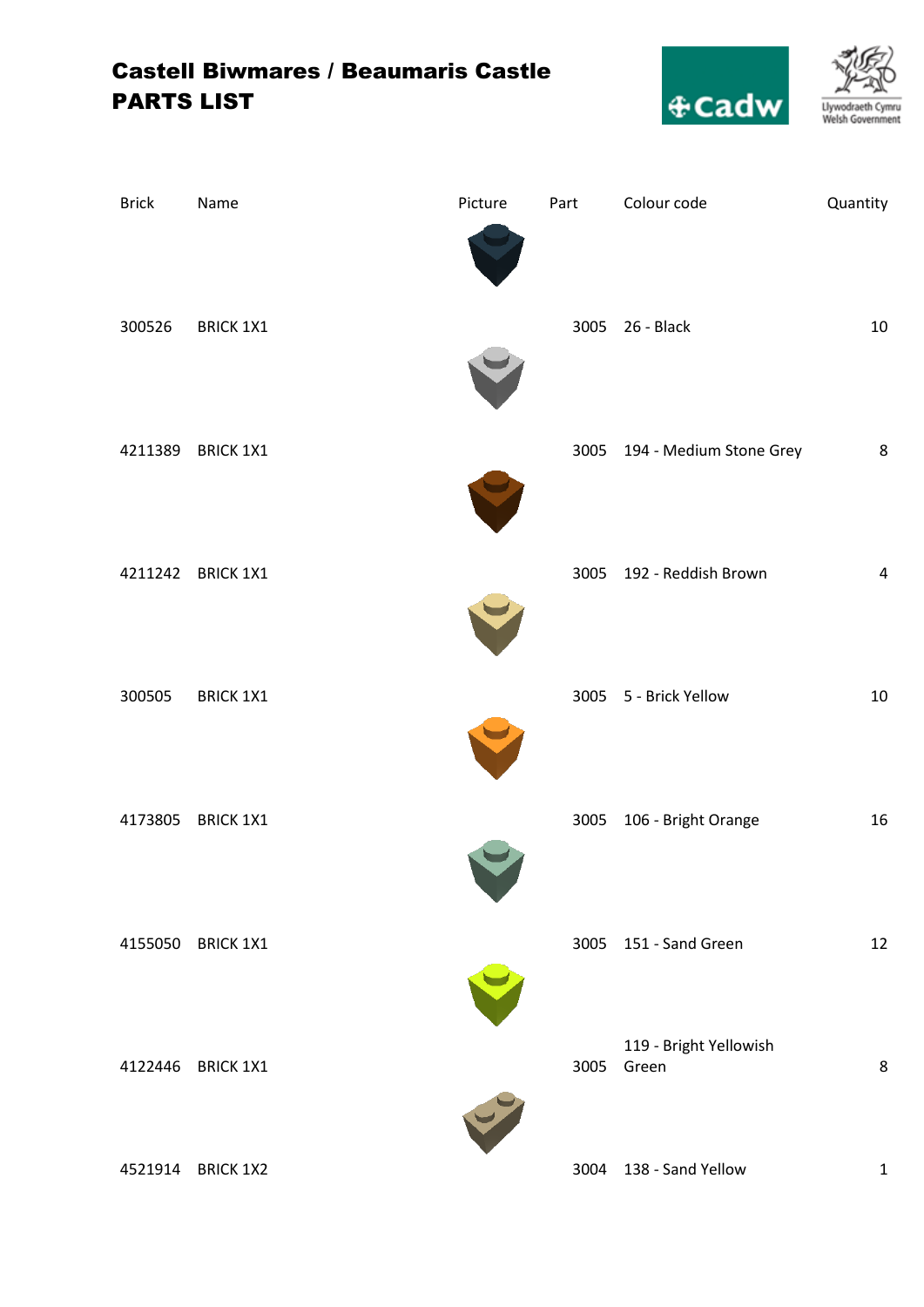# Castell Biwmares / Beaumaris Castle
# PARTS LIST

| Brick | Name | Picture | Part | Colour code | Quantity |
|---|---|---|---|---|---|
| 300526 | BRICK 1X1 | | 3005 | 26 - Black | 10 |
| 4211389 | BRICK 1X1 | | 3005 | 194 - Medium Stone Grey | 8 |
| 4211242 | BRICK 1X1 | | 3005 | 192 - Reddish Brown | 4 |
| 300505 | BRICK 1X1 | | 3005 | 5 - Brick Yellow | 10 |
| 4173805 | BRICK 1X1 | | 3005 | 106 - Bright Orange | 16 |
| 4155050 | BRICK 1X1 | | 3005 | 151 - Sand Green | 12 |
| 4122446 | BRICK 1X1 | | 3005 | 119 - Bright Yellowish Green | 8 |
| 4521914 | BRICK 1X2 | | 3004 | 138 - Sand Yellow | 1 |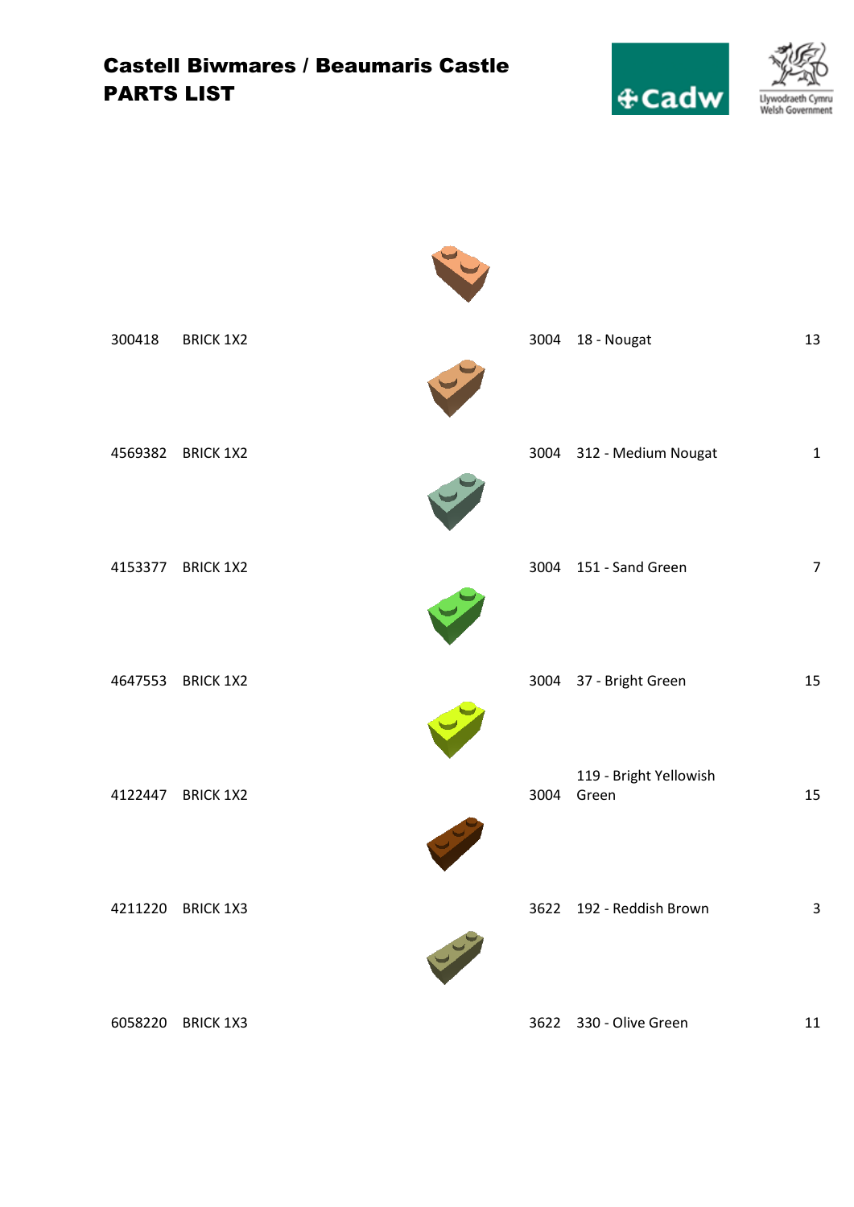# Castell Biwmares / Beaumaris Castle
# PARTS LIST

| | | | | |
|---|---|---|---|---|
| 300418 | BRICK 1X2 | 3004 | 18 - Nougat | 13 |
| 4569382 | BRICK 1X2 | 3004 | 312 - Medium Nougat | 1 |
| 4153377 | BRICK 1X2 | 3004 | 151 - Sand Green | 7 |
| 4647553 | BRICK 1X2 | 3004 | 37 - Bright Green | 15 |
| 4122447 | BRICK 1X2 | 3004 | 119 - Bright Yellowish Green | 15 |
| 4211220 | BRICK 1X3 | 3622 | 192 - Reddish Brown | 3 |
| 6058220 | BRICK 1X3 | 3622 | 330 - Olive Green | 11 |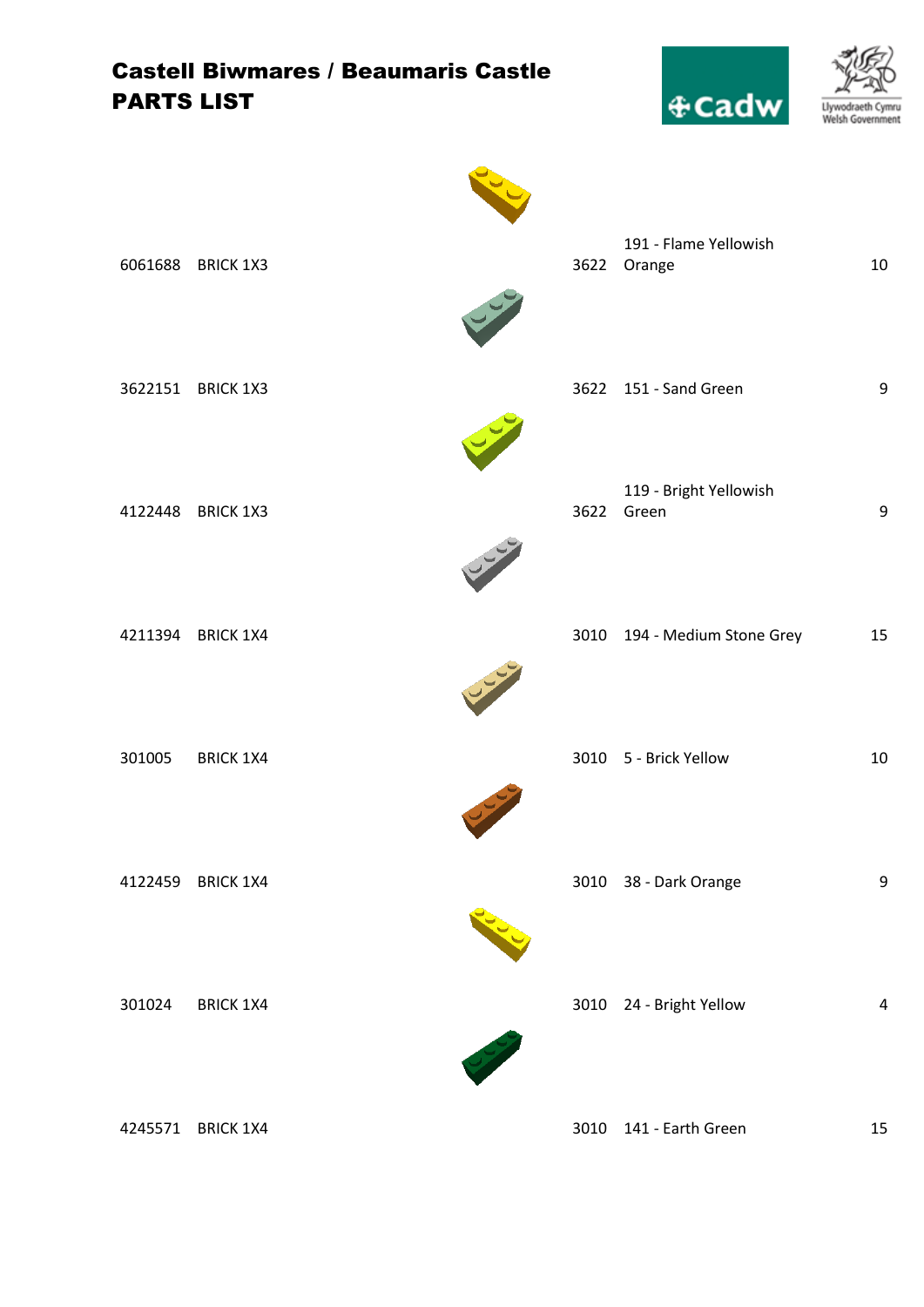# Castell Biwmares / Beaumaris Castle
# PARTS LIST

| | | | | |
|---|---|---|---|---|
| 6061688 | BRICK 1X3 | 3622 | 191 - Flame Yellowish Orange | 10 |
| 3622151 | BRICK 1X3 | 3622 | 151 - Sand Green | 9 |
| 4122448 | BRICK 1X3 | 3622 | 119 - Bright Yellowish Green | 9 |
| 4211394 | BRICK 1X4 | 3010 | 194 - Medium Stone Grey | 15 |
| 301005 | BRICK 1X4 | 3010 | 5 - Brick Yellow | 10 |
| 4122459 | BRICK 1X4 | 3010 | 38 - Dark Orange | 9 |
| 301024 | BRICK 1X4 | 3010 | 24 - Bright Yellow | 4 |
| 4245571 | BRICK 1X4 | 3010 | 141 - Earth Green | 15 |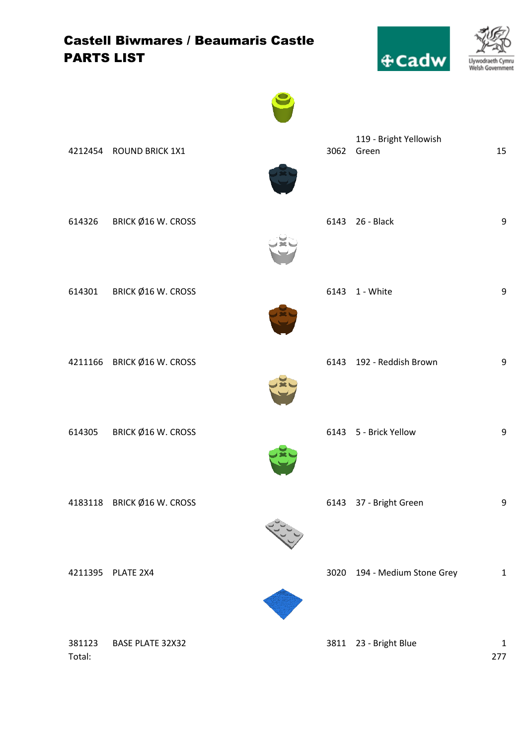# Castell Biwmares / Beaumaris Castle
# PARTS LIST

| | | | | |
|---|---|---|---|---|
| 4212454 | ROUND BRICK 1X1 | 3062 | 119 - Bright Yellowish Green | 15 |
| 614326 | BRICK Ø16 W. CROSS | 6143 | 26 - Black | 9 |
| 614301 | BRICK Ø16 W. CROSS | 6143 | 1 - White | 9 |
| 4211166 | BRICK Ø16 W. CROSS | 6143 | 192 - Reddish Brown | 9 |
| 614305 | BRICK Ø16 W. CROSS | 6143 | 5 - Brick Yellow | 9 |
| 4183118 | BRICK Ø16 W. CROSS | 6143 | 37 - Bright Green | 9 |
| 4211395 | PLATE 2X4 | 3020 | 194 - Medium Stone Grey | 1 |
| 381123 | BASE PLATE 32X32 | 3811 | 23 - Bright Blue | 1 |
| Total: | | | | 277 |